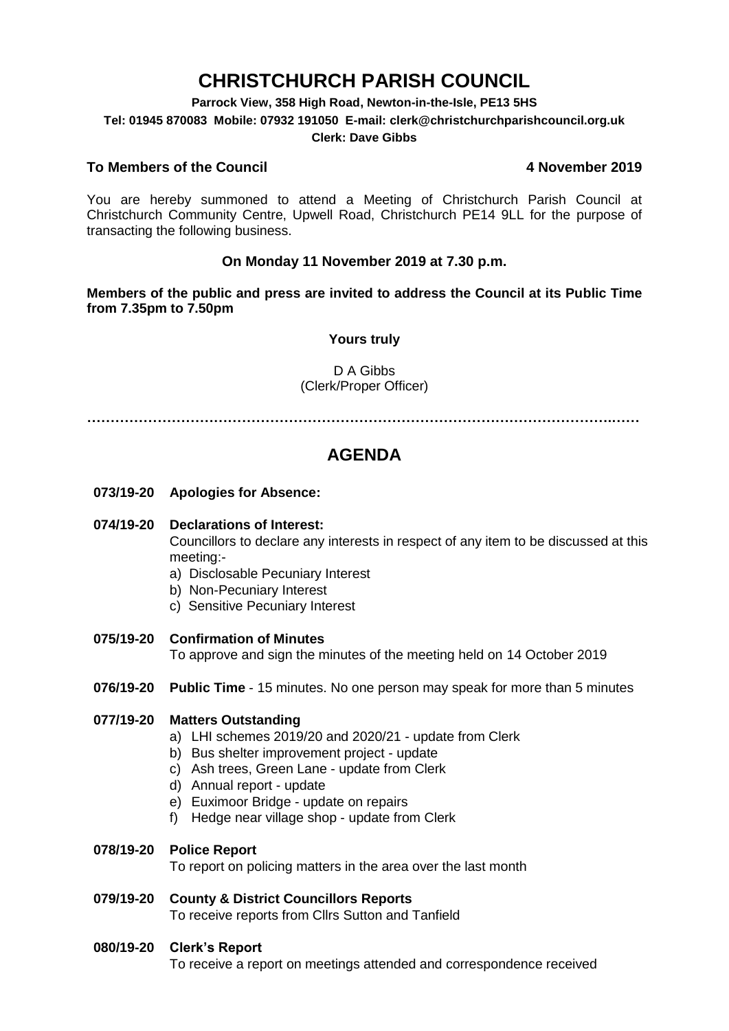# CHRISTCHURCH PARISH COUNCIL

**Parrock View, 358 High Road, Newton-in-the-Isle, PE13 5HS**

**Tel: 01945 870083 Mobile: 07932 191050 E-mail: clerk@christchurchparishcouncil.org.uk**

**Clerk: Dave Gibbs**

**To Members of the Council** **4 November 2019**

You are hereby summoned to attend a Meeting of Christchurch Parish Council at Christchurch Community Centre, Upwell Road, Christchurch PE14 9LL for the purpose of transacting the following business.

**On Monday 11 November 2019 at 7.30 p.m.**

**Members of the public and press are invited to address the Council at its Public Time from 7.35pm to 7.50pm**

**Yours truly**

D A Gibbs
(Clerk/Proper Officer)

…………………………………………………………………………………………………………

## AGENDA

**073/19-20 Apologies for Absence:**

**074/19-20 Declarations of Interest:**
Councillors to declare any interests in respect of any item to be discussed at this meeting:-
a) Disclosable Pecuniary Interest
b) Non-Pecuniary Interest
c) Sensitive Pecuniary Interest

**075/19-20 Confirmation of Minutes**
To approve and sign the minutes of the meeting held on 14 October 2019

**076/19-20 Public Time** - 15 minutes. No one person may speak for more than 5 minutes

**077/19-20 Matters Outstanding**
a) LHI schemes 2019/20 and 2020/21 - update from Clerk
b) Bus shelter improvement project - update
c) Ash trees, Green Lane - update from Clerk
d) Annual report - update
e) Euximoor Bridge - update on repairs
f) Hedge near village shop - update from Clerk

**078/19-20 Police Report**
To report on policing matters in the area over the last month

**079/19-20 County & District Councillors Reports**
To receive reports from Cllrs Sutton and Tanfield

**080/19-20 Clerk's Report**
To receive a report on meetings attended and correspondence received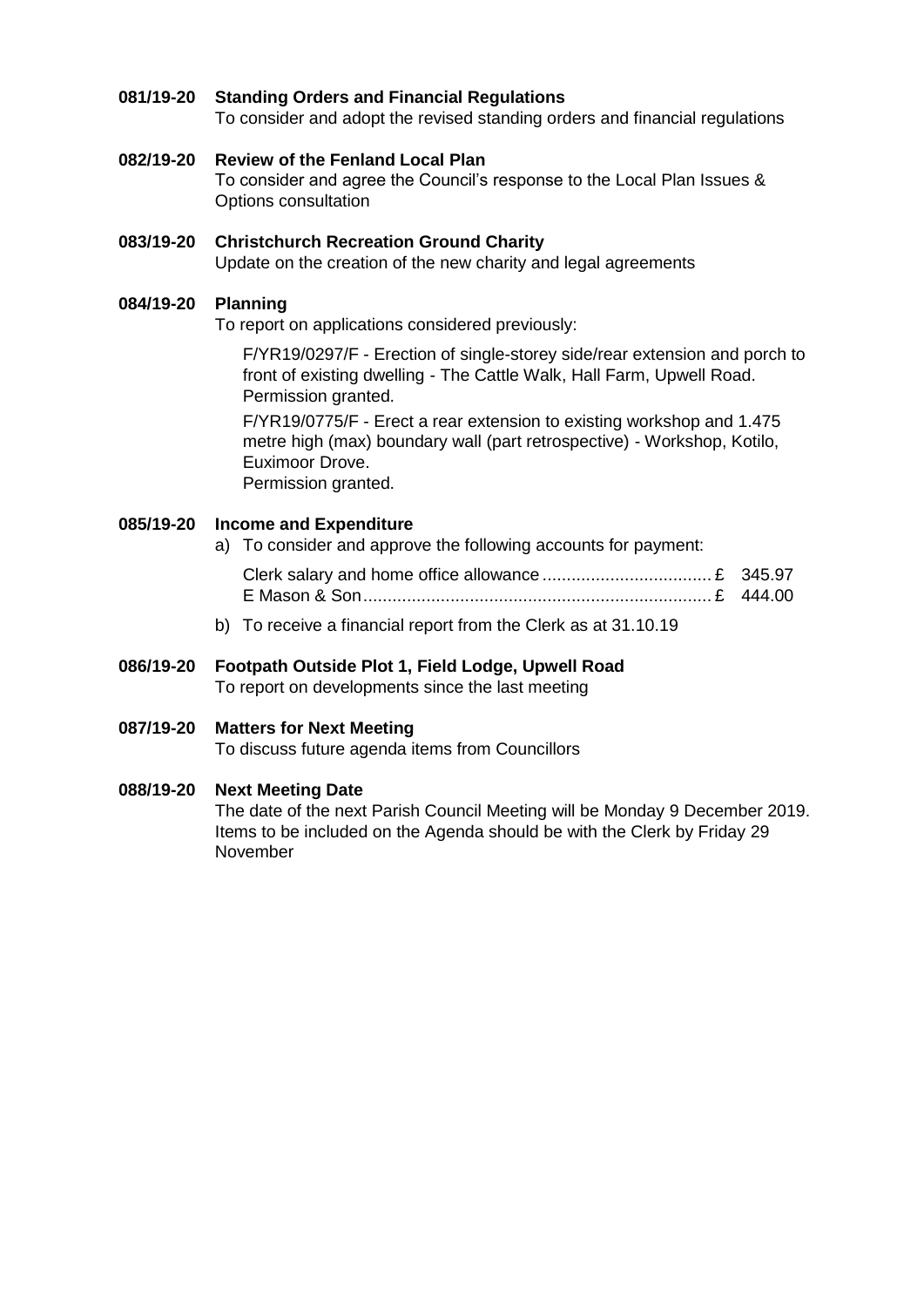**081/19-20 Standing Orders and Financial Regulations**
To consider and adopt the revised standing orders and financial regulations

**082/19-20 Review of the Fenland Local Plan**
To consider and agree the Council's response to the Local Plan Issues & Options consultation

**083/19-20 Christchurch Recreation Ground Charity**
Update on the creation of the new charity and legal agreements

**084/19-20 Planning**
To report on applications considered previously:

F/YR19/0297/F - Erection of single-storey side/rear extension and porch to front of existing dwelling - The Cattle Walk, Hall Farm, Upwell Road.
Permission granted.

F/YR19/0775/F - Erect a rear extension to existing workshop and 1.475 metre high (max) boundary wall (part retrospective) - Workshop, Kotilo, Euximoor Drove.
Permission granted.

**085/19-20 Income and Expenditure**

a) To consider and approve the following accounts for payment:

| | | |
|---|---|---|
| Clerk salary and home office allowance | £ | 345.97 |
| E Mason & Son | £ | 444.00 |

b) To receive a financial report from the Clerk as at 31.10.19

**086/19-20 Footpath Outside Plot 1, Field Lodge, Upwell Road**
To report on developments since the last meeting

**087/19-20 Matters for Next Meeting**
To discuss future agenda items from Councillors

**088/19-20 Next Meeting Date**
The date of the next Parish Council Meeting will be Monday 9 December 2019. Items to be included on the Agenda should be with the Clerk by Friday 29 November